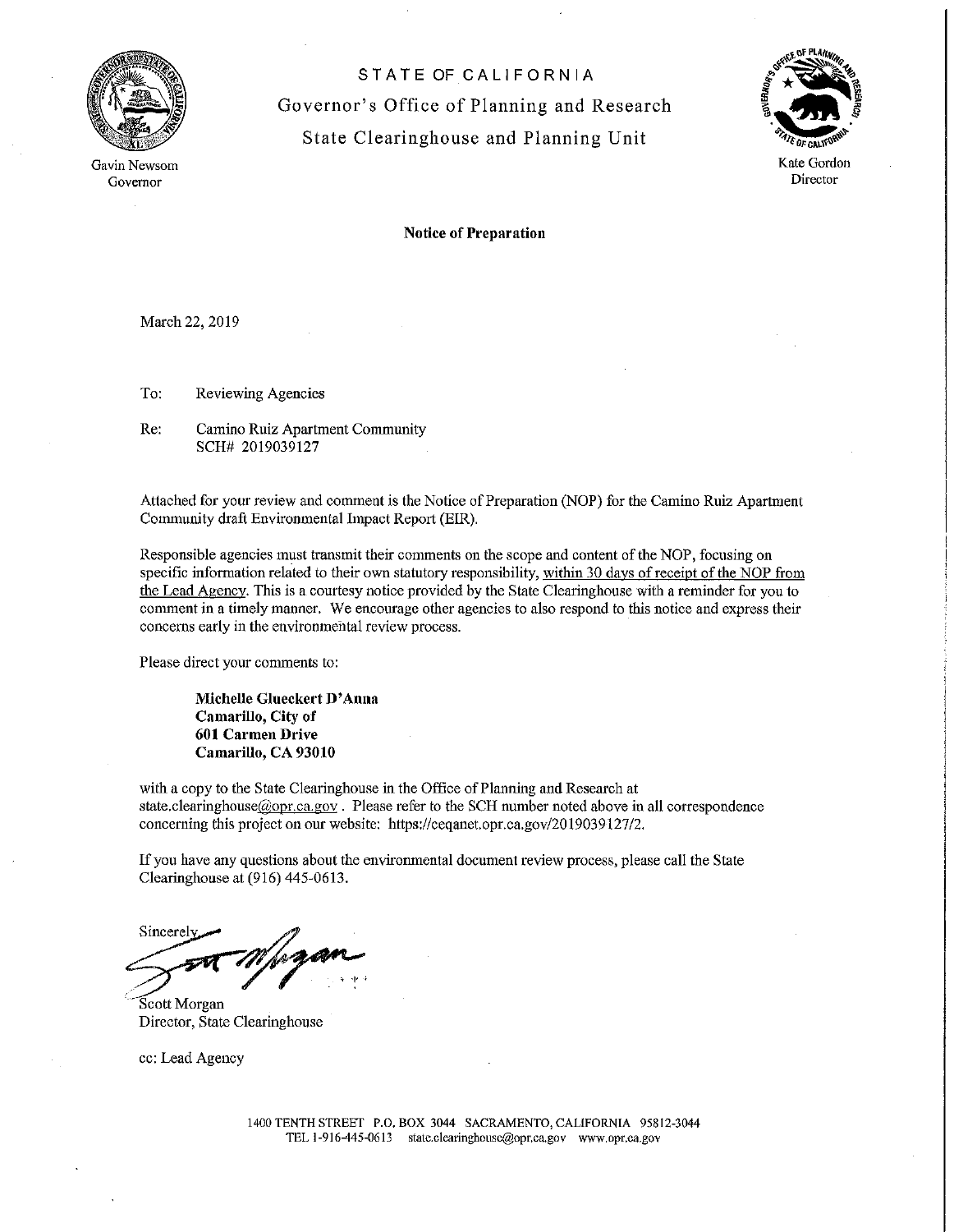STATE OF CALIFORNIA

Governor's Office of Planning and Research

State Clearinghouse and Planning Unit

Gavin Newsom
Governor

Kate Gordon
Director

**Notice of Preparation**

March 22, 2019

To: Reviewing Agencies

Re: Camino Ruiz Apartment Community
SCH# 2019039127

Attached for your review and comment is the Notice of Preparation (NOP) for the Camino Ruiz Apartment Community draft Environmental Impact Report (EIR).

Responsible agencies must transmit their comments on the scope and content of the NOP, focusing on specific information related to their own statutory responsibility, within 30 days of receipt of the NOP from the Lead Agency. This is a courtesy notice provided by the State Clearinghouse with a reminder for you to comment in a timely manner. We encourage other agencies to also respond to this notice and express their concerns early in the environmental review process.

Please direct your comments to:

**Michelle Glueckert D'Anna**
**Camarillo, City of**
**601 Carmen Drive**
**Camarillo, CA 93010**

with a copy to the State Clearinghouse in the Office of Planning and Research at state.clearinghouse@opr.ca.gov . Please refer to the SCH number noted above in all correspondence concerning this project on our website: https://ceqanet.opr.ca.gov/2019039127/2.

If you have any questions about the environmental document review process, please call the State Clearinghouse at (916) 445-0613.

Sincerely,

Scott Morgan
Director, State Clearinghouse

cc: Lead Agency

1400 TENTH STREET P.O. BOX 3044 SACRAMENTO, CALIFORNIA 95812-3044
TEL 1-916-445-0613 state.clearinghouse@opr.ca.gov www.opr.ca.gov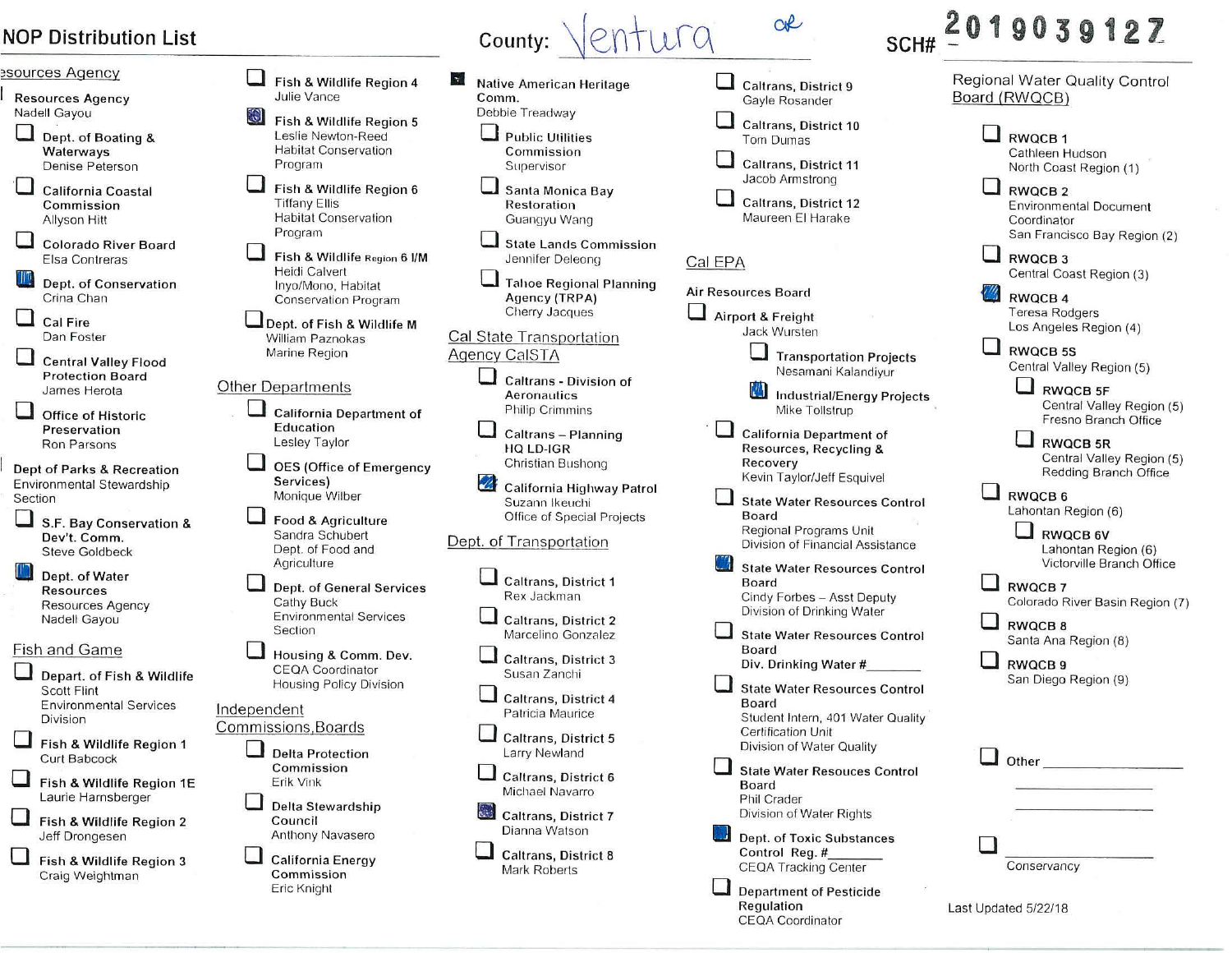# NOP Distribution List

County: Ventura    SCH# 2019039127

## Resources Agency

**Resources Agency**
Nadell Gayou

- [ ] **Dept. of Boating & Waterways**
  Denise Peterson
- [ ] **California Coastal Commission**
  Allyson Hitt
- [ ] **Colorado River Board**
  Elsa Contreras
- [x] **Dept. of Conservation**
  Crina Chan
- [ ] **Cal Fire**
  Dan Foster
- [ ] **Central Valley Flood Protection Board**
  James Herota
- [ ] **Office of Historic Preservation**
  Ron Parsons

Dept of Parks & Recreation
Environmental Stewardship Section

- [ ] **S.F. Bay Conservation & Dev't. Comm.**
  Steve Goldbeck
- [x] **Dept. of Water Resources**
  Resources Agency
  Nadell Gayou

## Fish and Game

- [ ] **Depart. of Fish & Wildlife**
  Scott Flint
  Environmental Services Division
- [ ] **Fish & Wildlife Region 1**
  Curt Babcock
- [ ] **Fish & Wildlife Region 1E**
  Laurie Harnsberger
- [ ] **Fish & Wildlife Region 2**
  Jeff Drongesen
- [ ] **Fish & Wildlife Region 3**
  Craig Weightman
- [ ] **Fish & Wildlife Region 4**
  Julie Vance
- [x] **Fish & Wildlife Region 5**
  Leslie Newton-Reed
  Habitat Conservation Program
- [ ] **Fish & Wildlife Region 6**
  Tiffany Ellis
  Habitat Conservation Program
- [ ] **Fish & Wildlife Region 6 I/M**
  Heidi Calvert
  Inyo/Mono, Habitat Conservation Program
- [ ] **Dept. of Fish & Wildlife M**
  William Paznokas
  Marine Region

## Other Departments

- [ ] **California Department of Education**
  Lesley Taylor
- [ ] **OES (Office of Emergency Services)**
  Monique Wilber
- [ ] **Food & Agriculture**
  Sandra Schubert
  Dept. of Food and Agriculture
- [ ] **Dept. of General Services**
  Cathy Buck
  Environmental Services Section
- [ ] **Housing & Comm. Dev.**
  CEQA Coordinator
  Housing Policy Division

## Independent Commissions,Boards

- [ ] **Delta Protection Commission**
  Erik Vink
- [ ] **Delta Stewardship Council**
  Anthony Navasero
- [ ] **California Energy Commission**
  Eric Knight
- [x] **Native American Heritage Comm.**
  Debbie Treadway
- [ ] **Public Utilities Commission**
  Supervisor
- [ ] **Santa Monica Bay Restoration**
  Guangyu Wang
- [ ] **State Lands Commission**
  Jennifer Deleong
- [ ] **Tahoe Regional Planning Agency (TRPA)**
  Cherry Jacques

## Cal State Transportation Agency CalSTA

- [ ] **Caltrans - Division of Aeronautics**
  Philip Crimmins
- [ ] **Caltrans – Planning HQ LD-IGR**
  Christian Bushong
- [x] **California Highway Patrol**
  Suzann Ikeuchi
  Office of Special Projects

## Dept. of Transportation

- [ ] **Caltrans, District 1**
  Rex Jackman
- [ ] **Caltrans, District 2**
  Marcelino Gonzalez
- [ ] **Caltrans, District 3**
  Susan Zanchi
- [ ] **Caltrans, District 4**
  Patricia Maurice
- [ ] **Caltrans, District 5**
  Larry Newland
- [ ] **Caltrans, District 6**
  Michael Navarro
- [x] **Caltrans, District 7**
  Dianna Watson
- [ ] **Caltrans, District 8**
  Mark Roberts
- [ ] **Caltrans, District 9**
  Gayle Rosander
- [ ] **Caltrans, District 10**
  Tom Dumas
- [ ] **Caltrans, District 11**
  Jacob Armstrong
- [ ] **Caltrans, District 12**
  Maureen El Harake

## Cal EPA

**Air Resources Board**

- [ ] **Airport & Freight**
  Jack Wursten
  - [ ] **Transportation Projects**
    Nesamani Kalandiyur
  - [x] **Industrial/Energy Projects**
    Mike Tollstrup
- [ ] **California Department of Resources, Recycling & Recovery**
  Kevin Taylor/Jeff Esquivel
- [ ] **State Water Resources Control Board**
  Regional Programs Unit
  Division of Financial Assistance
- [x] **State Water Resources Control Board**
  Cindy Forbes – Asst Deputy
  Division of Drinking Water
- [ ] **State Water Resources Control Board**
  **Div. Drinking Water #________**
- [ ] **State Water Resources Control Board**
  Student Intern, 401 Water Quality Certification Unit
  Division of Water Quality
- [ ] **State Water Resouces Control Board**
  Phil Crader
  Division of Water Rights
- [x] **Dept. of Toxic Substances Control Reg. #________**
  CEQA Tracking Center
- [ ] **Department of Pesticide Regulation**
  CEQA Coordinator

## Regional Water Quality Control Board (RWQCB)

- [ ] **RWQCB 1**
  Cathleen Hudson
  North Coast Region (1)
- [ ] **RWQCB 2**
  Environmental Document Coordinator
  San Francisco Bay Region (2)
- [ ] **RWQCB 3**
  Central Coast Region (3)
- [x] **RWQCB 4**
  Teresa Rodgers
  Los Angeles Region (4)
- [ ] **RWQCB 5S**
  Central Valley Region (5)
  - [ ] **RWQCB 5F**
    Central Valley Region (5)
    Fresno Branch Office
  - [ ] **RWQCB 5R**
    Central Valley Region (5)
    Redding Branch Office
- [ ] **RWQCB 6**
  Lahontan Region (6)
  - [ ] **RWQCB 6V**
    Lahontan Region (6)
    Victorville Branch Office
- [ ] **RWQCB 7**
  Colorado River Basin Region (7)
- [ ] **RWQCB 8**
  Santa Ana Region (8)
- [ ] **RWQCB 9**
  San Diego Region (9)

- [ ] Other ________________
- [ ] ________________
  Conservancy

Last Updated 5/22/18